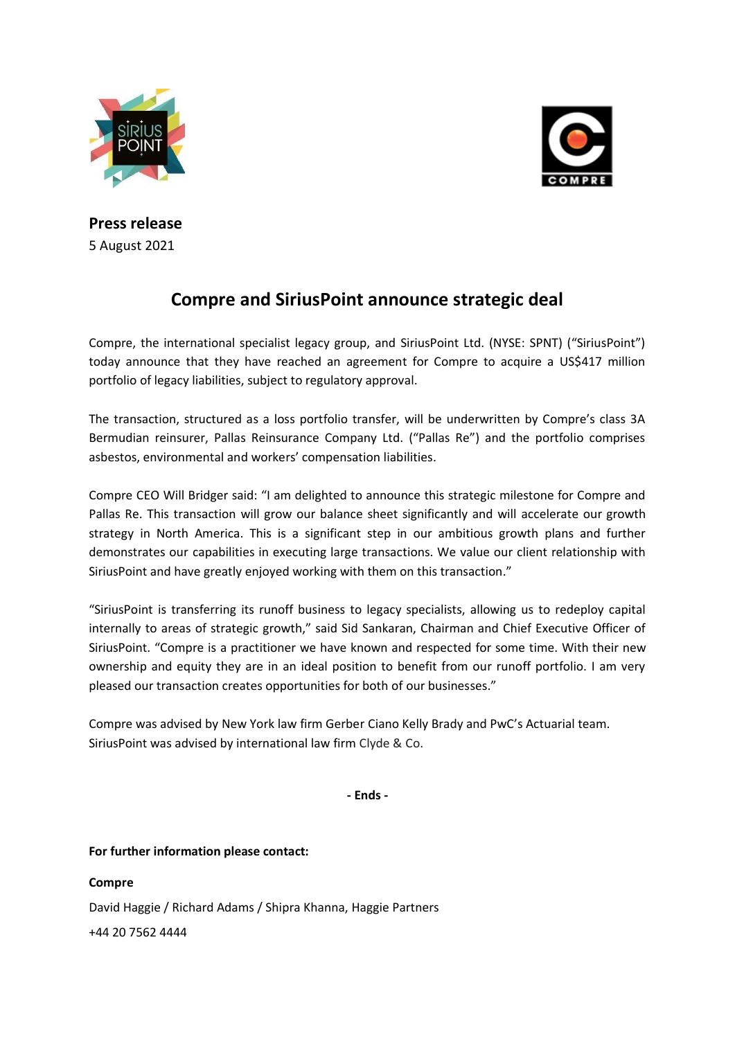**Press release**
5 August 2021

# Compre and SiriusPoint announce strategic deal

Compre, the international specialist legacy group, and SiriusPoint Ltd. (NYSE: SPNT) ("SiriusPoint") today announce that they have reached an agreement for Compre to acquire a US$417 million portfolio of legacy liabilities, subject to regulatory approval.

The transaction, structured as a loss portfolio transfer, will be underwritten by Compre's class 3A Bermudian reinsurer, Pallas Reinsurance Company Ltd. ("Pallas Re") and the portfolio comprises asbestos, environmental and workers' compensation liabilities.

Compre CEO Will Bridger said: "I am delighted to announce this strategic milestone for Compre and Pallas Re. This transaction will grow our balance sheet significantly and will accelerate our growth strategy in North America. This is a significant step in our ambitious growth plans and further demonstrates our capabilities in executing large transactions. We value our client relationship with SiriusPoint and have greatly enjoyed working with them on this transaction."

"SiriusPoint is transferring its runoff business to legacy specialists, allowing us to redeploy capital internally to areas of strategic growth," said Sid Sankaran, Chairman and Chief Executive Officer of SiriusPoint. "Compre is a practitioner we have known and respected for some time. With their new ownership and equity they are in an ideal position to benefit from our runoff portfolio. I am very pleased our transaction creates opportunities for both of our businesses."

Compre was advised by New York law firm Gerber Ciano Kelly Brady and PwC's Actuarial team.
SiriusPoint was advised by international law firm Clyde & Co.

**- Ends -**

**For further information please contact:**

**Compre**

David Haggie / Richard Adams / Shipra Khanna, Haggie Partners

+44 20 7562 4444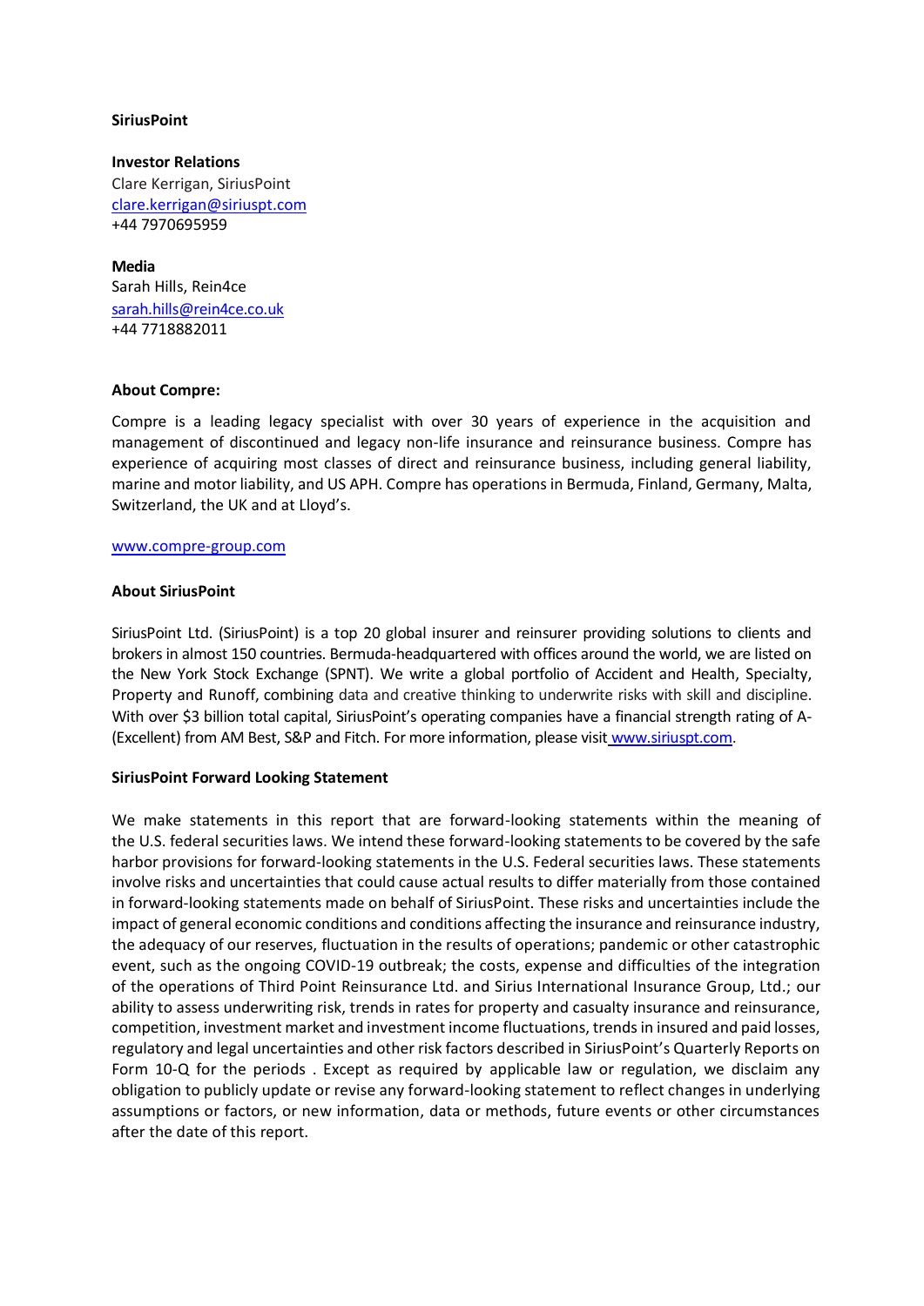**SiriusPoint**

**Investor Relations**
Clare Kerrigan, SiriusPoint
clare.kerrigan@siriuspt.com
+44 7970695959

**Media**
Sarah Hills, Rein4ce
sarah.hills@rein4ce.co.uk
+44 7718882011

**About Compre:**

Compre is a leading legacy specialist with over 30 years of experience in the acquisition and management of discontinued and legacy non-life insurance and reinsurance business. Compre has experience of acquiring most classes of direct and reinsurance business, including general liability, marine and motor liability, and US APH. Compre has operations in Bermuda, Finland, Germany, Malta, Switzerland, the UK and at Lloyd's.

www.compre-group.com

**About SiriusPoint**

SiriusPoint Ltd. (SiriusPoint) is a top 20 global insurer and reinsurer providing solutions to clients and brokers in almost 150 countries. Bermuda-headquartered with offices around the world, we are listed on the New York Stock Exchange (SPNT). We write a global portfolio of Accident and Health, Specialty, Property and Runoff, combining data and creative thinking to underwrite risks with skill and discipline. With over $3 billion total capital, SiriusPoint's operating companies have a financial strength rating of A- (Excellent) from AM Best, S&P and Fitch. For more information, please visit www.siriuspt.com.

**SiriusPoint Forward Looking Statement**

We make statements in this report that are forward-looking statements within the meaning of the U.S. federal securities laws. We intend these forward-looking statements to be covered by the safe harbor provisions for forward-looking statements in the U.S. Federal securities laws. These statements involve risks and uncertainties that could cause actual results to differ materially from those contained in forward-looking statements made on behalf of SiriusPoint. These risks and uncertainties include the impact of general economic conditions and conditions affecting the insurance and reinsurance industry, the adequacy of our reserves, fluctuation in the results of operations; pandemic or other catastrophic event, such as the ongoing COVID-19 outbreak; the costs, expense and difficulties of the integration of the operations of Third Point Reinsurance Ltd. and Sirius International Insurance Group, Ltd.; our ability to assess underwriting risk, trends in rates for property and casualty insurance and reinsurance, competition, investment market and investment income fluctuations, trends in insured and paid losses, regulatory and legal uncertainties and other risk factors described in SiriusPoint's Quarterly Reports on Form 10-Q for the periods . Except as required by applicable law or regulation, we disclaim any obligation to publicly update or revise any forward-looking statement to reflect changes in underlying assumptions or factors, or new information, data or methods, future events or other circumstances after the date of this report.